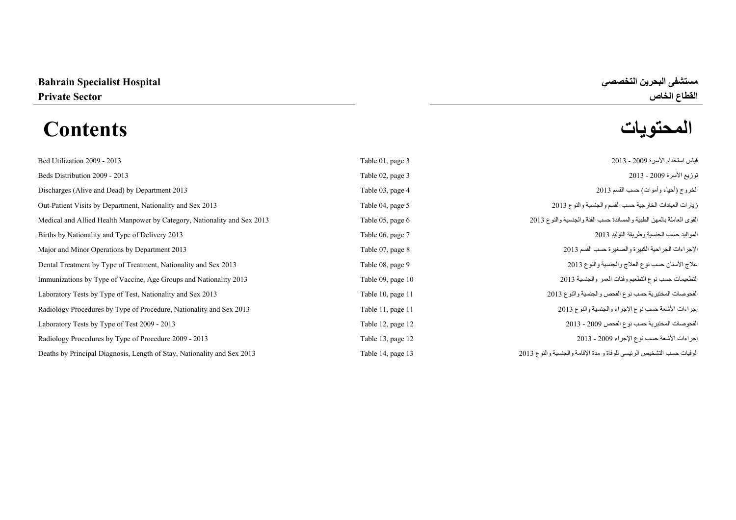**Bahrain Specialist Hospital** | **مستشفى البحرين التخصصي**

**Private Sector** | **القطاع الخاص**

# Contents المحتويات

| Contents | Table / Page | المحتويات |
|---|---|---|
| Bed Utilization 2009 - 2013 | Table 01, page 3 | قياس استخدام الأسرة 2009 - 2013 |
| Beds Distribution 2009 - 2013 | Table 02, page 3 | توزيع الأسرة 2009 - 2013 |
| Discharges (Alive and Dead) by Department 2013 | Table 03, page 4 | الخروج (أحياء وأموات) حسب القسم 2013 |
| Out-Patient Visits by Department, Nationality and Sex 2013 | Table 04, page 5 | زيارات العيادات الخارجية حسب القسم والجنسية والنوع 2013 |
| Medical and Allied Health Manpower by Category, Nationality and Sex 2013 | Table 05, page 6 | القوى العاملة بالمهن الطبية والمساندة حسب الفئة والجنسية والنوع 2013 |
| Births by Nationality and Type of Delivery 2013 | Table 06, page 7 | المواليد حسب الجنسية وطريقة التوليد 2013 |
| Major and Minor Operations by Department 2013 | Table 07, page 8 | الإجراءات الجراحية الكبيرة والصغيرة حسب القسم 2013 |
| Dental Treatment by Type of Treatment, Nationality and Sex 2013 | Table 08, page 9 | علاج الأسنان حسب نوع العلاج والجنسية والنوع 2013 |
| Immunizations by Type of Vaccine, Age Groups and Nationality 2013 | Table 09, page 10 | التطعيمات حسب نوع التطعيم وفئات العمر والجنسية 2013 |
| Laboratory Tests by Type of Test, Nationality and Sex 2013 | Table 10, page 11 | الفحوصات المختبرية حسب نوع الفحص والجنسية والنوع 2013 |
| Radiology Procedures by Type of Procedure, Nationality and Sex 2013 | Table 11, page 11 | إجراءات الأشعة حسب نوع الإجراء والجنسية والنوع 2013 |
| Laboratory Tests by Type of Test 2009 - 2013 | Table 12, page 12 | الفحوصات المختبرية حسب نوع الفحص 2009 - 2013 |
| Radiology Procedures by Type of Procedure 2009 - 2013 | Table 13, page 12 | إجراءات الأشعة حسب نوع الإجراء 2009 - 2013 |
| Deaths by Principal Diagnosis, Length of Stay, Nationality and Sex 2013 | Table 14, page 13 | الوفيات حسب التشخيص الرئيسي للوفاة و مدة الإقامة والجنسية والنوع 2013 |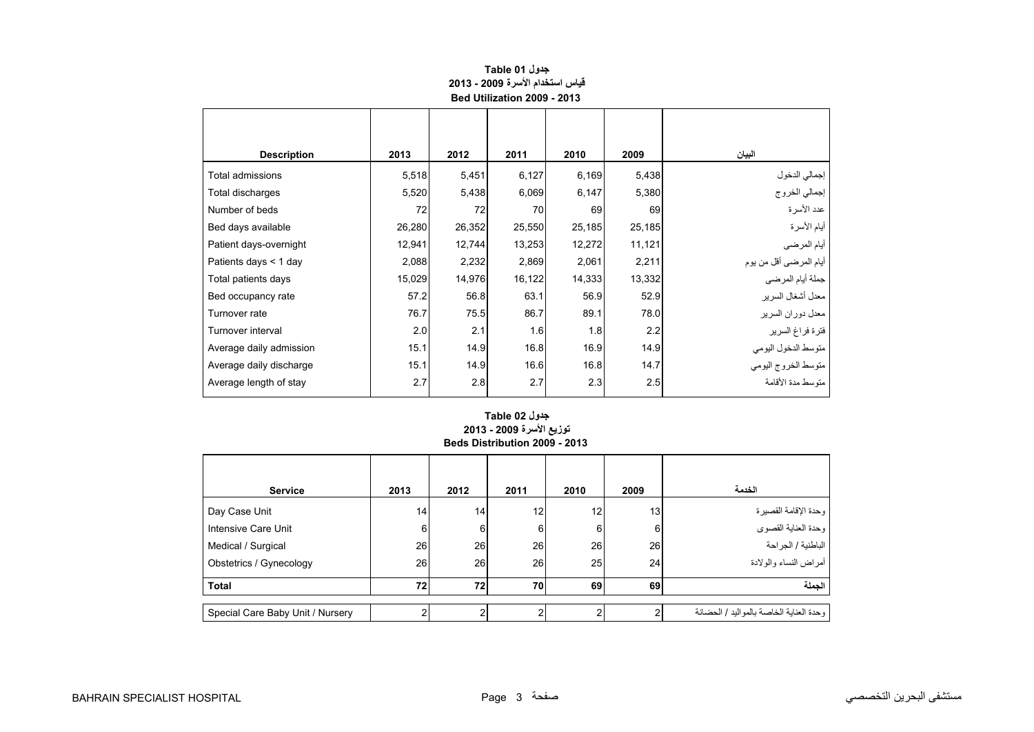**جدول Table 01**

**قياس استخدام الأسرة 2009 - 2013**

**Bed Utilization 2009 - 2013**

| Description | 2013 | 2012 | 2011 | 2010 | 2009 | البيان |
|---|---|---|---|---|---|---|
| Total admissions | 5,518 | 5,451 | 6,127 | 6,169 | 5,438 | إجمالي الدخول |
| Total discharges | 5,520 | 5,438 | 6,069 | 6,147 | 5,380 | إجمالي الخروج |
| Number of beds | 72 | 72 | 70 | 69 | 69 | عدد الأسرة |
| Bed days available | 26,280 | 26,352 | 25,550 | 25,185 | 25,185 | أيام الأسرة |
| Patient days-overnight | 12,941 | 12,744 | 13,253 | 12,272 | 11,121 | أيام المرضى |
| Patients days < 1 day | 2,088 | 2,232 | 2,869 | 2,061 | 2,211 | أيام المرضى أقل من يوم |
| Total patients days | 15,029 | 14,976 | 16,122 | 14,333 | 13,332 | جملة أيام المرضى |
| Bed occupancy rate | 57.2 | 56.8 | 63.1 | 56.9 | 52.9 | معدل أشغال السرير |
| Turnover rate | 76.7 | 75.5 | 86.7 | 89.1 | 78.0 | معدل دوران السرير |
| Turnover interval | 2.0 | 2.1 | 1.6 | 1.8 | 2.2 | فترة فراغ السرير |
| Average daily admission | 15.1 | 14.9 | 16.8 | 16.9 | 14.9 | متوسط الدخول اليومي |
| Average daily discharge | 15.1 | 14.9 | 16.6 | 16.8 | 14.7 | متوسط الخروج اليومي |
| Average length of stay | 2.7 | 2.8 | 2.7 | 2.3 | 2.5 | متوسط مدة الأقامة |

**جدول Table 02**

**توزيع الأسرة 2009 - 2013**

**Beds Distribution 2009 - 2013**

| Service | 2013 | 2012 | 2011 | 2010 | 2009 | الخدمة |
|---|---|---|---|---|---|---|
| Day Case Unit | 14 | 14 | 12 | 12 | 13 | وحدة الإقامة القصيرة |
| Intensive Care Unit | 6 | 6 | 6 | 6 | 6 | وحدة العناية القصوى |
| Medical / Surgical | 26 | 26 | 26 | 26 | 26 | الباطنية / الجراحة |
| Obstetrics / Gynecology | 26 | 26 | 26 | 25 | 24 | أمراض النساء والولادة |
| **Total** | **72** | **72** | **70** | **69** | **69** | **الجملة** |
| Special Care Baby Unit / Nursery | 2 | 2 | 2 | 2 | 2 | وحدة العناية الخاصة بالمواليد / الحضانة |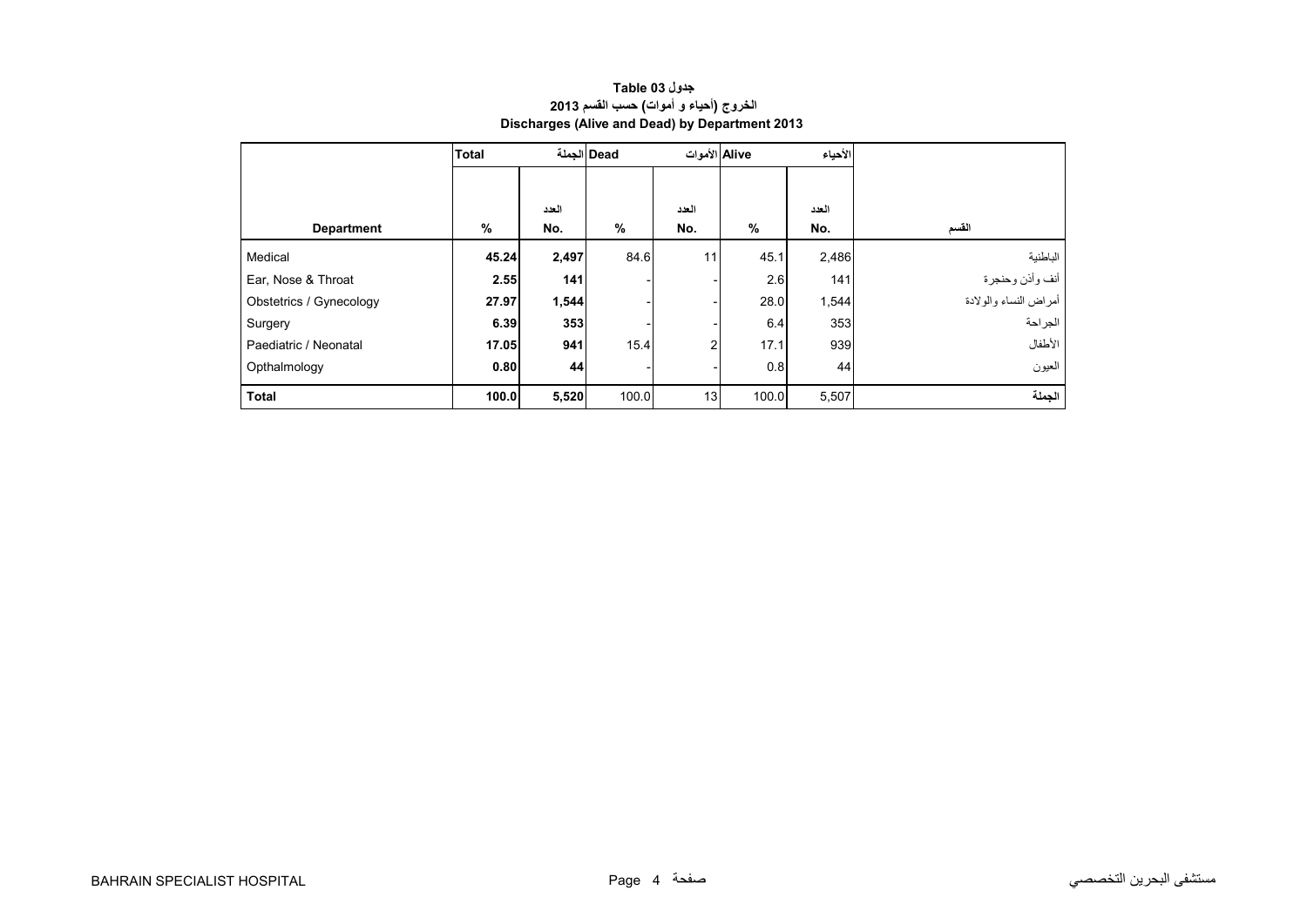**جدول 03 Table**
**الخروج (أحياء و أموات) حسب القسم 2013**
**Discharges (Alive and Dead) by Department 2013**

| | Total الجملة | | Dead الأموات | | Alive الأحياء | | |
|---|---|---|---|---|---|---|---|
| **Department** | **%** | **العدد No.** | **%** | **العدد No.** | **%** | **العدد No.** | **القسم** |
| Medical | **45.24** | **2,497** | 84.6 | 11 | 45.1 | 2,486 | الباطنية |
| Ear, Nose & Throat | **2.55** | **141** | - | - | 2.6 | 141 | أنف وأذن وحنجرة |
| Obstetrics / Gynecology | **27.97** | **1,544** | - | - | 28.0 | 1,544 | أمراض النساء والولادة |
| Surgery | **6.39** | **353** | - | - | 6.4 | 353 | الجراحة |
| Paediatric / Neonatal | **17.05** | **941** | 15.4 | 2 | 17.1 | 939 | الأطفال |
| Opthalmology | **0.80** | **44** | - | - | 0.8 | 44 | العيون |
| **Total** | **100.0** | **5,520** | 100.0 | 13 | 100.0 | 5,507 | **الجملة** |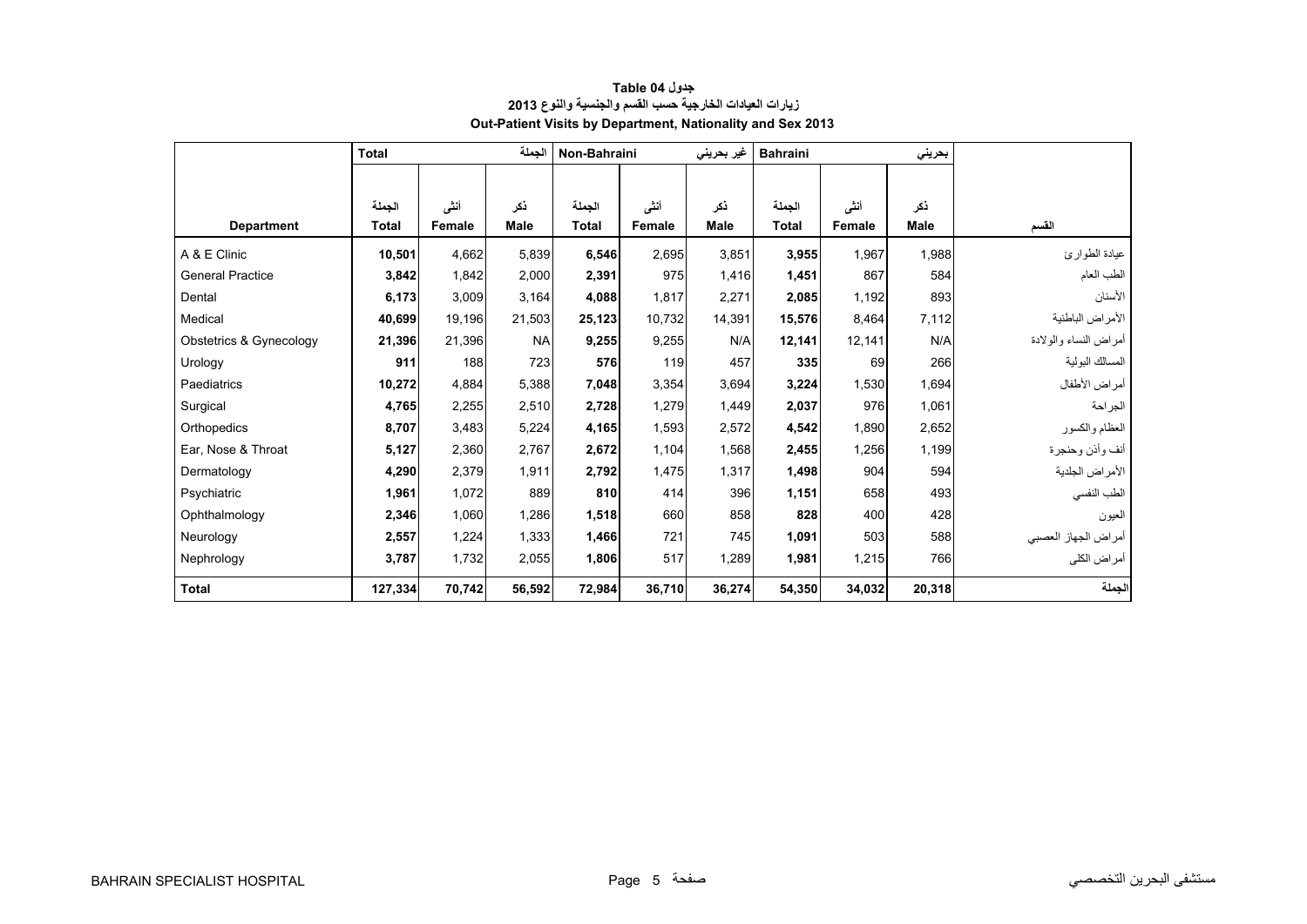# جدول Table 04
## زيارات العيادات الخارجية حسب القسم والجنسية والنوع 2013
## Out-Patient Visits by Department, Nationality and Sex 2013

| | Total | | الجملة | Non-Bahraini | | غير بحريني | Bahraini | | بحريني | |
|---|---|---|---|---|---|---|---|---|---|---|
| **Department** | الجملة **Total** | أنثى **Female** | ذكر **Male** | الجملة **Total** | أنثى **Female** | ذكر **Male** | الجملة **Total** | أنثى **Female** | ذكر **Male** | القسم |
| A & E Clinic | **10,501** | 4,662 | 5,839 | **6,546** | 2,695 | 3,851 | **3,955** | 1,967 | 1,988 | عيادة الطوارئ |
| General Practice | **3,842** | 1,842 | 2,000 | **2,391** | 975 | 1,416 | **1,451** | 867 | 584 | الطب العام |
| Dental | **6,173** | 3,009 | 3,164 | **4,088** | 1,817 | 2,271 | **2,085** | 1,192 | 893 | الأسنان |
| Medical | **40,699** | 19,196 | 21,503 | **25,123** | 10,732 | 14,391 | **15,576** | 8,464 | 7,112 | الأمراض الباطنية |
| Obstetrics & Gynecology | **21,396** | 21,396 | NA | **9,255** | 9,255 | N/A | **12,141** | 12,141 | N/A | أمراض النساء والولادة |
| Urology | **911** | 188 | 723 | **576** | 119 | 457 | **335** | 69 | 266 | المسالك البولية |
| Paediatrics | **10,272** | 4,884 | 5,388 | **7,048** | 3,354 | 3,694 | **3,224** | 1,530 | 1,694 | أمراض الأطفال |
| Surgical | **4,765** | 2,255 | 2,510 | **2,728** | 1,279 | 1,449 | **2,037** | 976 | 1,061 | الجراحة |
| Orthopedics | **8,707** | 3,483 | 5,224 | **4,165** | 1,593 | 2,572 | **4,542** | 1,890 | 2,652 | العظام والكسور |
| Ear, Nose & Throat | **5,127** | 2,360 | 2,767 | **2,672** | 1,104 | 1,568 | **2,455** | 1,256 | 1,199 | أنف وأذن وحنجرة |
| Dermatology | **4,290** | 2,379 | 1,911 | **2,792** | 1,475 | 1,317 | **1,498** | 904 | 594 | الأمراض الجلدية |
| Psychiatric | **1,961** | 1,072 | 889 | **810** | 414 | 396 | **1,151** | 658 | 493 | الطب النفسي |
| Ophthalmology | **2,346** | 1,060 | 1,286 | **1,518** | 660 | 858 | **828** | 400 | 428 | العيون |
| Neurology | **2,557** | 1,224 | 1,333 | **1,466** | 721 | 745 | **1,091** | 503 | 588 | أمراض الجهاز العصبي |
| Nephrology | **3,787** | 1,732 | 2,055 | **1,806** | 517 | 1,289 | **1,981** | 1,215 | 766 | أمراض الكلى |
| **Total** | **127,334** | **70,742** | **56,592** | **72,984** | **36,710** | **36,274** | **54,350** | **34,032** | **20,318** | **الجملة** |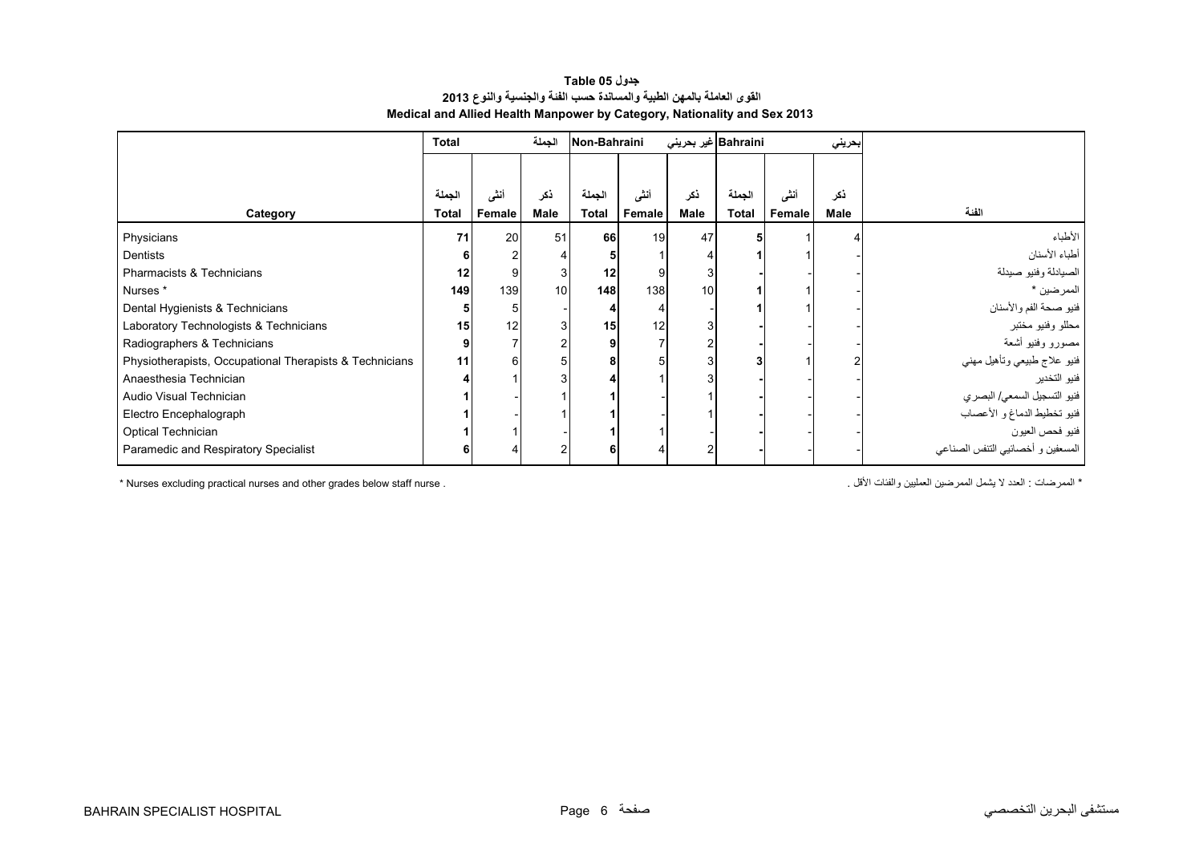**جدول Table 05**

**القوى العاملة بالمهن الطبية والمساندة حسب الفئة والجنسية والنوع 2013**

**Medical and Allied Health Manpower by Category, Nationality and Sex 2013**

| | Total | | الجملة | Non-Bahraini | | غير بحريني | Bahraini | | بحريني | |
|---|---|---|---|---|---|---|---|---|---|---|
| **Category** | الجملة **Total** | أنثى **Female** | ذكر **Male** | الجملة **Total** | أنثى **Female** | ذكر **Male** | الجملة **Total** | أنثى **Female** | ذكر **Male** | **الفئة** |
| Physicians | **71** | 20 | 51 | **66** | 19 | 47 | **5** | 1 | 4 | الأطباء |
| Dentists | **6** | 2 | 4 | **5** | 1 | 4 | **1** | 1 | - | أطباء الأسنان |
| Pharmacists & Technicians | **12** | 9 | 3 | **12** | 9 | 3 | **-** | - | - | الصيادلة وفنيو صيدلة |
| Nurses * | **149** | 139 | 10 | **148** | 138 | 10 | **1** | 1 | - | الممرضين * |
| Dental Hygienists & Technicians | **5** | 5 | - | **4** | 4 | - | **1** | 1 | - | فنيو صحة الفم والأسنان |
| Laboratory Technologists & Technicians | **15** | 12 | 3 | **15** | 12 | 3 | **-** | - | - | محللو وفنيو مختبر |
| Radiographers & Technicians | **9** | 7 | 2 | **9** | 7 | 2 | **-** | - | - | مصورو وفنيو أشعة |
| Physiotherapists, Occupational Therapists & Technicians | **11** | 6 | 5 | **8** | 5 | 3 | **3** | 1 | 2 | فنيو علاج طبيعي وتأهيل مهني |
| Anaesthesia Technician | **4** | 1 | 3 | **4** | 1 | 3 | **-** | - | - | فنيو التخدير |
| Audio Visual Technician | **1** | - | 1 | **1** | - | 1 | **-** | - | - | فنيو التسجيل السمعي/ البصري |
| Electro Encephalograph | **1** | - | 1 | **1** | - | 1 | **-** | - | - | فنيو تخطيط الدماغ و الأعصاب |
| Optical Technician | **1** | 1 | - | **1** | 1 | - | **-** | - | - | فنيو فحص العيون |
| Paramedic and Respiratory Specialist | **6** | 4 | 2 | **6** | 4 | 2 | **-** | - | - | المسعفين و أخصائيي التنفس الصناعي |

* Nurses excluding practical nurses and other grades below staff nurse .

* الممرضات : العدد لا يشمل الممرضين العمليين والفئات الأقل .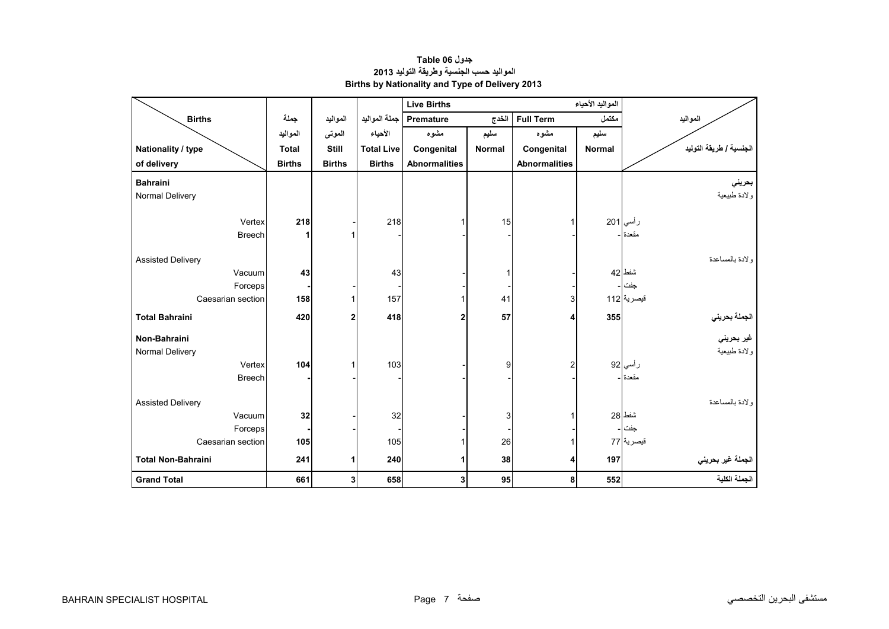# جدول 06 Table
## المواليد حسب الجنسية وطريقة التوليد 2013
## Births by Nationality and Type of Delivery 2013

| Births / Nationality / type of delivery | جملة المواليد Total Births | المواليد الموتى Still Births | جملة المواليد الأحياء Total Live Births | Live Births المواليد الأحياء — Premature الخدج — مشوه Congenital Abnormalities | سليم Normal | Full Term مكتمل — مشوه Congenital Abnormalities | سليم Normal | المواليد / الجنسية / طريقة التوليد |
|---|---|---|---|---|---|---|---|---|
| **Bahraini** | | | | | | | | **بحريني** |
| Normal Delivery | | | | | | | | ولادة طبيعية |
| Vertex | **218** | - | 218 | 1 | 15 | 1 | 201 | رأسي |
| Breech | **1** | 1 | - | - | - | - | - | مقعدة |
| Assisted Delivery | | | | | | | | ولادة بالمساعدة |
| Vacuum | **43** | | 43 | - | 1 | - | 42 | شفط |
| Forceps | **-** | - | - | - | - | - | - | جفت |
| Caesarian section | **158** | 1 | 157 | 1 | 41 | 3 | 112 | قيصرية |
| **Total Bahraini** | **420** | **2** | **418** | **2** | **57** | **4** | **355** | **الجملة بحريني** |
| **Non-Bahraini** | | | | | | | | **غير بحريني** |
| Normal Delivery | | | | | | | | ولادة طبيعية |
| Vertex | **104** | 1 | 103 | - | 9 | 2 | 92 | رأسي |
| Breech | **-** | - | - | - | - | - | - | مقعدة |
| Assisted Delivery | | | | | | | | ولادة بالمساعدة |
| Vacuum | **32** | - | 32 | - | 3 | 1 | 28 | شفط |
| Forceps | **-** | - | - | - | - | - | - | جفت |
| Caesarian section | **105** | | 105 | 1 | 26 | 1 | 77 | قيصرية |
| **Total Non-Bahraini** | **241** | **1** | **240** | **1** | **38** | **4** | **197** | **الجملة غير بحريني** |
| **Grand Total** | **661** | **3** | **658** | **3** | **95** | **8** | **552** | **الجملة الكلية** |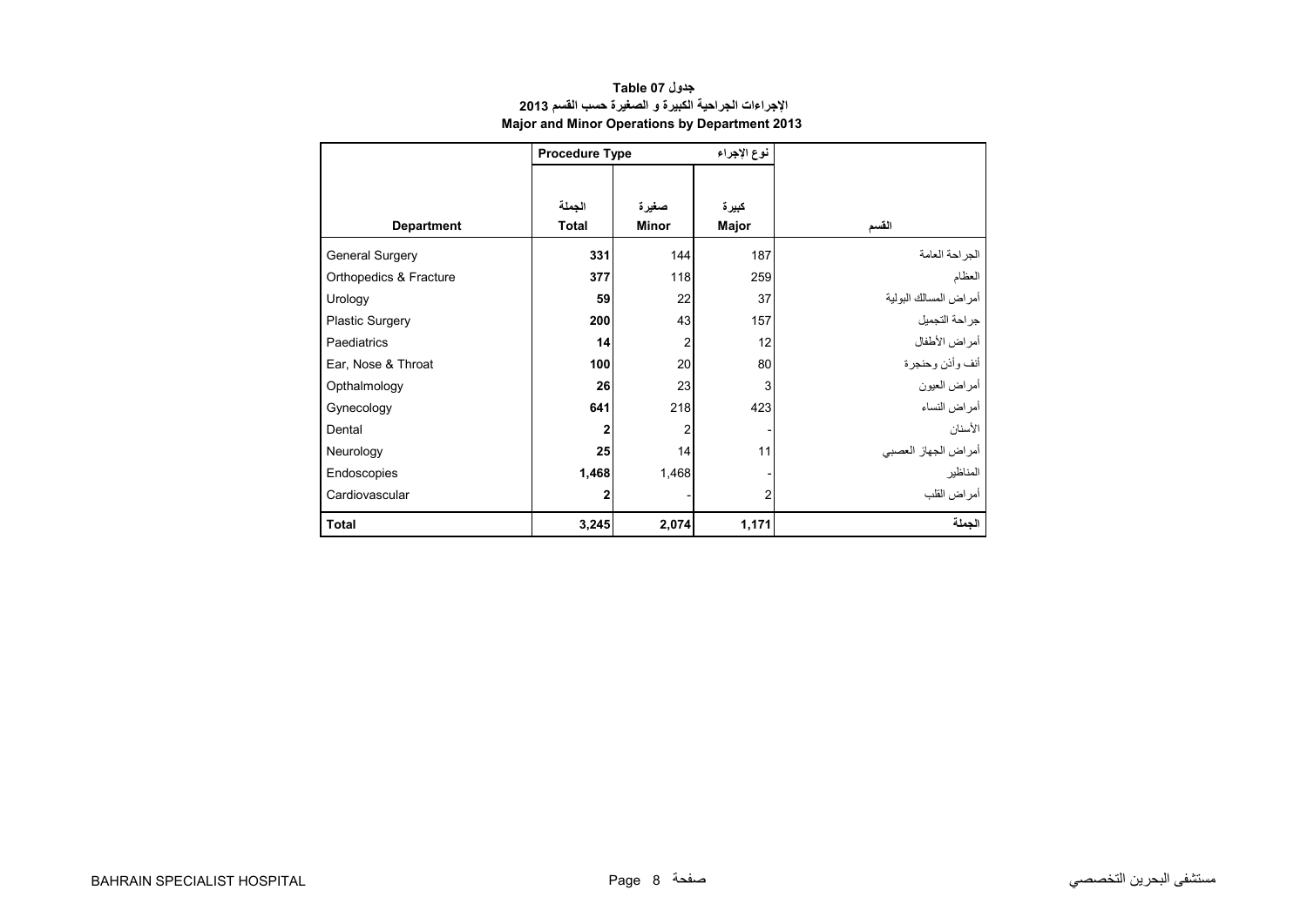**جدول Table 07**

**الإجراءات الجراحية الكبيرة و الصغيرة حسب القسم 2013**

**Major and Minor Operations by Department 2013**

| | Procedure Type | | نوع الإجراء | |
|---|---|---|---|---|
| **Department** | **الجملة Total** | **صغيرة Minor** | **كبيرة Major** | **القسم** |
| General Surgery | **331** | 144 | 187 | الجراحة العامة |
| Orthopedics & Fracture | **377** | 118 | 259 | العظام |
| Urology | **59** | 22 | 37 | أمراض المسالك البولية |
| Plastic Surgery | **200** | 43 | 157 | جراحة التجميل |
| Paediatrics | **14** | 2 | 12 | أمراض الأطفال |
| Ear, Nose & Throat | **100** | 20 | 80 | أنف وأذن وحنجرة |
| Opthalmology | **26** | 23 | 3 | أمراض العيون |
| Gynecology | **641** | 218 | 423 | أمراض النساء |
| Dental | **2** | 2 | - | الأسنان |
| Neurology | **25** | 14 | 11 | أمراض الجهاز العصبي |
| Endoscopies | **1,468** | 1,468 | - | المناظير |
| Cardiovascular | **2** | - | 2 | أمراض القلب |
| **Total** | **3,245** | **2,074** | **1,171** | **الجملة** |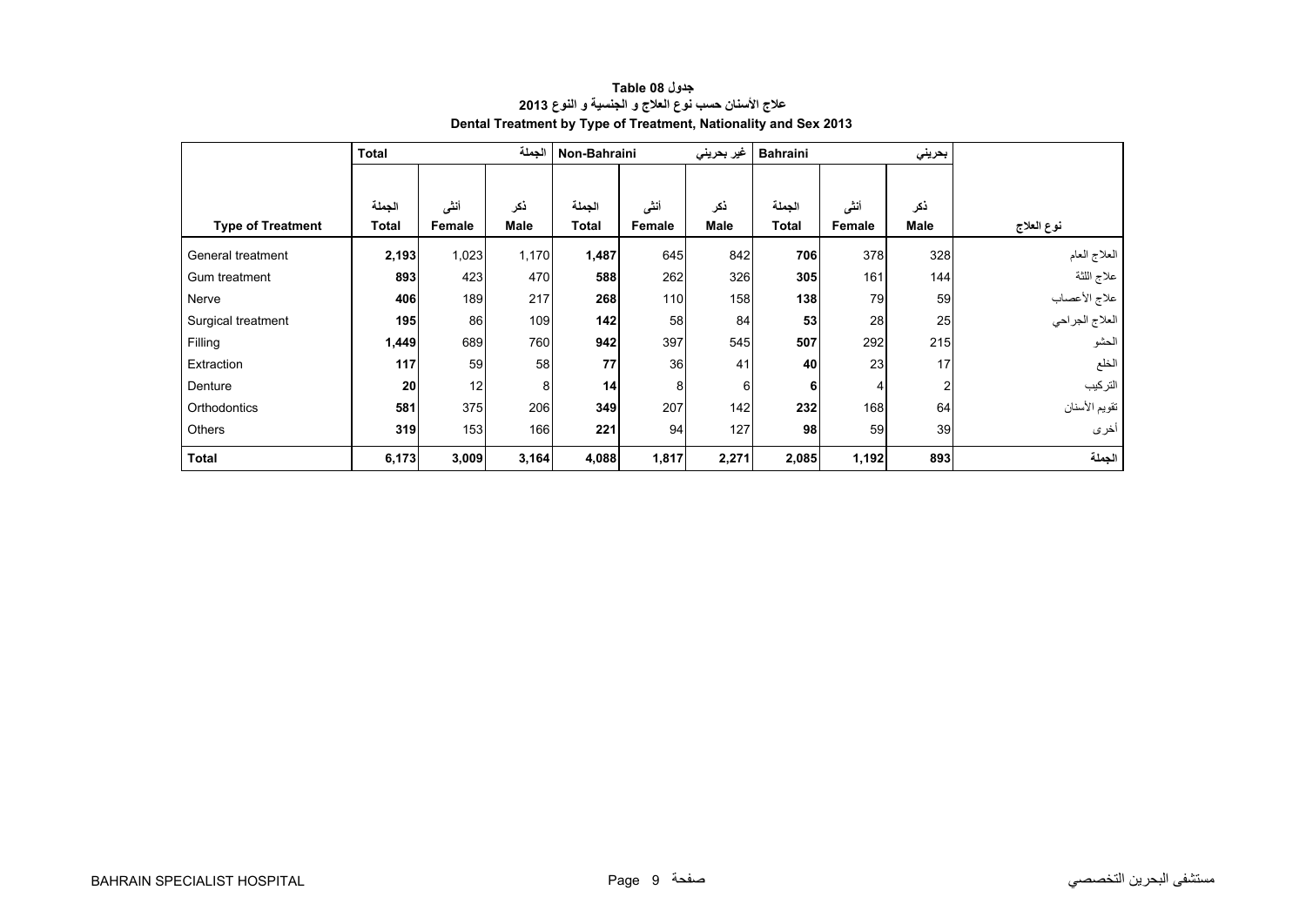**جدول Table 08**

**علاج الأسنان حسب نوع العلاج و الجنسية و النوع 2013**

**Dental Treatment by Type of Treatment, Nationality and Sex 2013**

| | Total | | الجملة | Non-Bahraini | | غير بحريني | Bahraini | | بحريني | |
|---|---|---|---|---|---|---|---|---|---|---|
| **Type of Treatment** | الجملة **Total** | أنثى **Female** | ذكر **Male** | الجملة **Total** | أنثى **Female** | ذكر **Male** | الجملة **Total** | أنثى **Female** | ذكر **Male** | **نوع العلاج** |
| General treatment | **2,193** | 1,023 | 1,170 | **1,487** | 645 | 842 | **706** | 378 | 328 | العلاج العام |
| Gum treatment | **893** | 423 | 470 | **588** | 262 | 326 | **305** | 161 | 144 | علاج اللثة |
| Nerve | **406** | 189 | 217 | **268** | 110 | 158 | **138** | 79 | 59 | علاج الأعصاب |
| Surgical treatment | **195** | 86 | 109 | **142** | 58 | 84 | **53** | 28 | 25 | العلاج الجراحي |
| Filling | **1,449** | 689 | 760 | **942** | 397 | 545 | **507** | 292 | 215 | الحشو |
| Extraction | **117** | 59 | 58 | **77** | 36 | 41 | **40** | 23 | 17 | الخلع |
| Denture | **20** | 12 | 8 | **14** | 8 | 6 | **6** | 4 | 2 | التركيب |
| Orthodontics | **581** | 375 | 206 | **349** | 207 | 142 | **232** | 168 | 64 | تقويم الأسنان |
| Others | **319** | 153 | 166 | **221** | 94 | 127 | **98** | 59 | 39 | أخرى |
| **Total** | **6,173** | **3,009** | **3,164** | **4,088** | **1,817** | **2,271** | **2,085** | **1,192** | **893** | **الجملة** |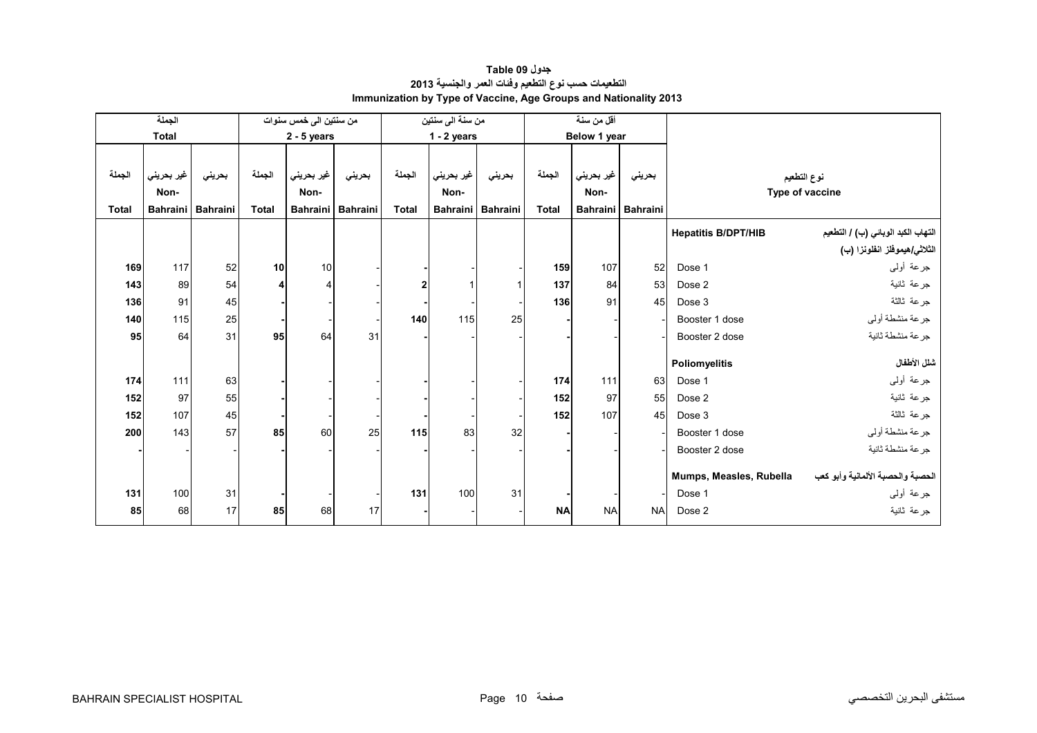**جدول 09 Table**

**التطعيمات حسب نوع التطعيم وفئات العمر والجنسية 2013**

**Immunization by Type of Vaccine, Age Groups and Nationality 2013**

| الجملة Total | | | من سنتين الى خمس سنوات 2 - 5 years | | | من سنة الى سنتين 1 - 2 years | | | أقل من سنة Below 1 year | | | نوع التطعيم Type of vaccine | |
|---|---|---|---|---|---|---|---|---|---|---|---|---|---|
| الجملة Total | غير بحريني Non-Bahraini | بحريني Bahraini | الجملة Total | غير بحريني Non-Bahraini | بحريني Bahraini | الجملة Total | غير بحريني Non-Bahraini | بحريني Bahraini | الجملة Total | غير بحريني Non-Bahraini | بحريني Bahraini | | |
| | | | | | | | | | | | | **Hepatitis B/DPT/HIB** | **التهاب الكبد الوبائي (ب) / التطعيم الثلاثي/هيموفلز انفلونزا (ب)** |
| **169** | 117 | 52 | **10** | 10 | - | **-** | - | - | **159** | 107 | 52 | Dose 1 | جرعة أولى |
| **143** | 89 | 54 | **4** | 4 | - | **2** | 1 | 1 | **137** | 84 | 53 | Dose 2 | جرعة ثانية |
| **136** | 91 | 45 | **-** | - | - | **-** | - | - | **136** | 91 | 45 | Dose 3 | جرعة ثالثة |
| **140** | 115 | 25 | **-** | - | - | **140** | 115 | 25 | **-** | - | - | Booster 1 dose | جرعة منشطة أولى |
| **95** | 64 | 31 | **95** | 64 | 31 | **-** | - | - | **-** | - | - | Booster 2 dose | جرعة منشطة ثانية |
| | | | | | | | | | | | | **Poliomyelitis** | **شلل الأطفال** |
| **174** | 111 | 63 | **-** | - | - | **-** | - | - | **174** | 111 | 63 | Dose 1 | جرعة أولى |
| **152** | 97 | 55 | **-** | - | - | **-** | - | - | **152** | 97 | 55 | Dose 2 | جرعة ثانية |
| **152** | 107 | 45 | **-** | - | - | **-** | - | - | **152** | 107 | 45 | Dose 3 | جرعة ثالثة |
| **200** | 143 | 57 | **85** | 60 | 25 | **115** | 83 | 32 | **-** | - | - | Booster 1 dose | جرعة منشطة أولى |
| **-** | - | - | **-** | - | - | **-** | - | - | **-** | - | - | Booster 2 dose | جرعة منشطة ثانية |
| | | | | | | | | | | | | **Mumps, Measles, Rubella** | **الحصبة والحصبة الألمانية وأبو كعب** |
| **131** | 100 | 31 | **-** | - | - | **131** | 100 | 31 | **-** | - | - | Dose 1 | جرعة أولى |
| **85** | 68 | 17 | **85** | 68 | 17 | **-** | - | - | **NA** | NA | NA | Dose 2 | جرعة ثانية |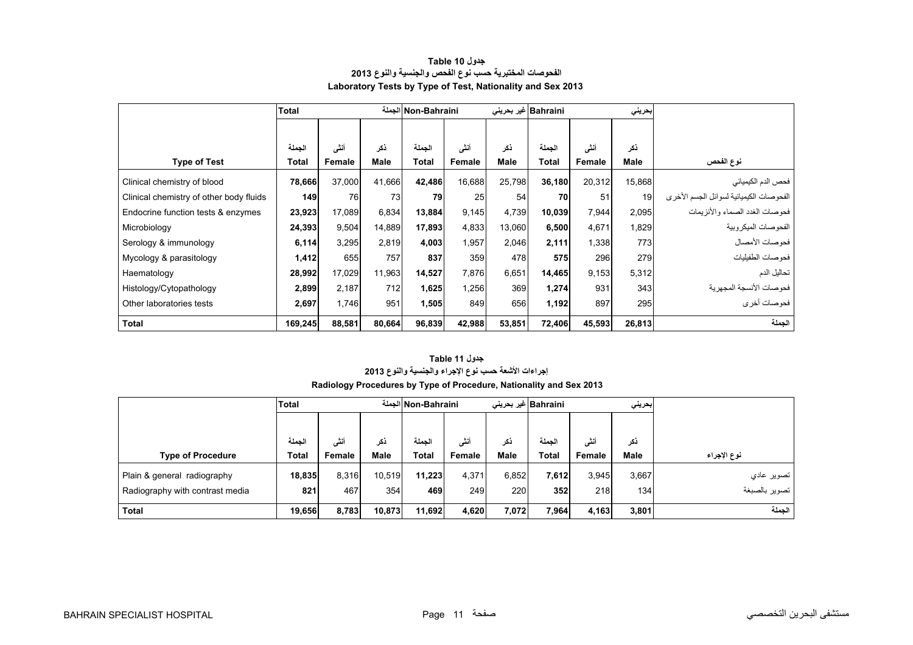**جدول 10 Table**

**الفحوصات المختبرية حسب نوع الفحص والجنسية والنوع 2013**

**Laboratory Tests by Type of Test, Nationality and Sex 2013**

| | Total | | الجملة | Non-Bahraini | | غير بحريني | Bahraini | | بحريني | |
|---|---|---|---|---|---|---|---|---|---|---|
| **Type of Test** | الجملة **Total** | أنثى **Female** | ذكر **Male** | الجملة **Total** | أنثى **Female** | ذكر **Male** | الجملة **Total** | أنثى **Female** | ذكر **Male** | **نوع الفحص** |
| Clinical chemistry of blood | **78,666** | 37,000 | 41,666 | **42,486** | 16,688 | 25,798 | **36,180** | 20,312 | 15,868 | فحص الدم الكيميائي |
| Clinical chemistry of other body fluids | **149** | 76 | 73 | **79** | 25 | 54 | **70** | 51 | 19 | الفحوصات الكيميائية لسوائل الجسم الأخرى |
| Endocrine function tests & enzymes | **23,923** | 17,089 | 6,834 | **13,884** | 9,145 | 4,739 | **10,039** | 7,944 | 2,095 | فحوصات الغدد الصماء والأنزيمات |
| Microbiology | **24,393** | 9,504 | 14,889 | **17,893** | 4,833 | 13,060 | **6,500** | 4,671 | 1,829 | الفحوصات الميكروبية |
| Serology & immunology | **6,114** | 3,295 | 2,819 | **4,003** | 1,957 | 2,046 | **2,111** | 1,338 | 773 | فحوصات الأمصال |
| Mycology & parasitology | **1,412** | 655 | 757 | **837** | 359 | 478 | **575** | 296 | 279 | فحوصات الطفيليات |
| Haematology | **28,992** | 17,029 | 11,963 | **14,527** | 7,876 | 6,651 | **14,465** | 9,153 | 5,312 | تحاليل الدم |
| Histology/Cytopathology | **2,899** | 2,187 | 712 | **1,625** | 1,256 | 369 | **1,274** | 931 | 343 | فحوصات الأنسجة المجهرية |
| Other laboratories tests | **2,697** | 1,746 | 951 | **1,505** | 849 | 656 | **1,192** | 897 | 295 | فحوصات أخرى |
| **Total** | **169,245** | **88,581** | **80,664** | **96,839** | **42,988** | **53,851** | **72,406** | **45,593** | **26,813** | **الجملة** |

**جدول 11 Table**

**إجراءات الأشعة حسب نوع الإجراء والجنسية والنوع 2013**

**Radiology Procedures by Type of Procedure, Nationality and Sex 2013**

| | Total | | الجملة | Non-Bahraini | | غير بحريني | Bahraini | | بحريني | |
|---|---|---|---|---|---|---|---|---|---|---|
| **Type of Procedure** | الجملة **Total** | أنثى **Female** | ذكر **Male** | الجملة **Total** | أنثى **Female** | ذكر **Male** | الجملة **Total** | أنثى **Female** | ذكر **Male** | **نوع الإجراء** |
| Plain & general radiography | **18,835** | 8,316 | 10,519 | **11,223** | 4,371 | 6,852 | **7,612** | 3,945 | 3,667 | تصوير عادي |
| Radiography with contrast media | **821** | 467 | 354 | **469** | 249 | 220 | **352** | 218 | 134 | تصوير بالصبغة |
| **Total** | **19,656** | **8,783** | **10,873** | **11,692** | **4,620** | **7,072** | **7,964** | **4,163** | **3,801** | **الجملة** |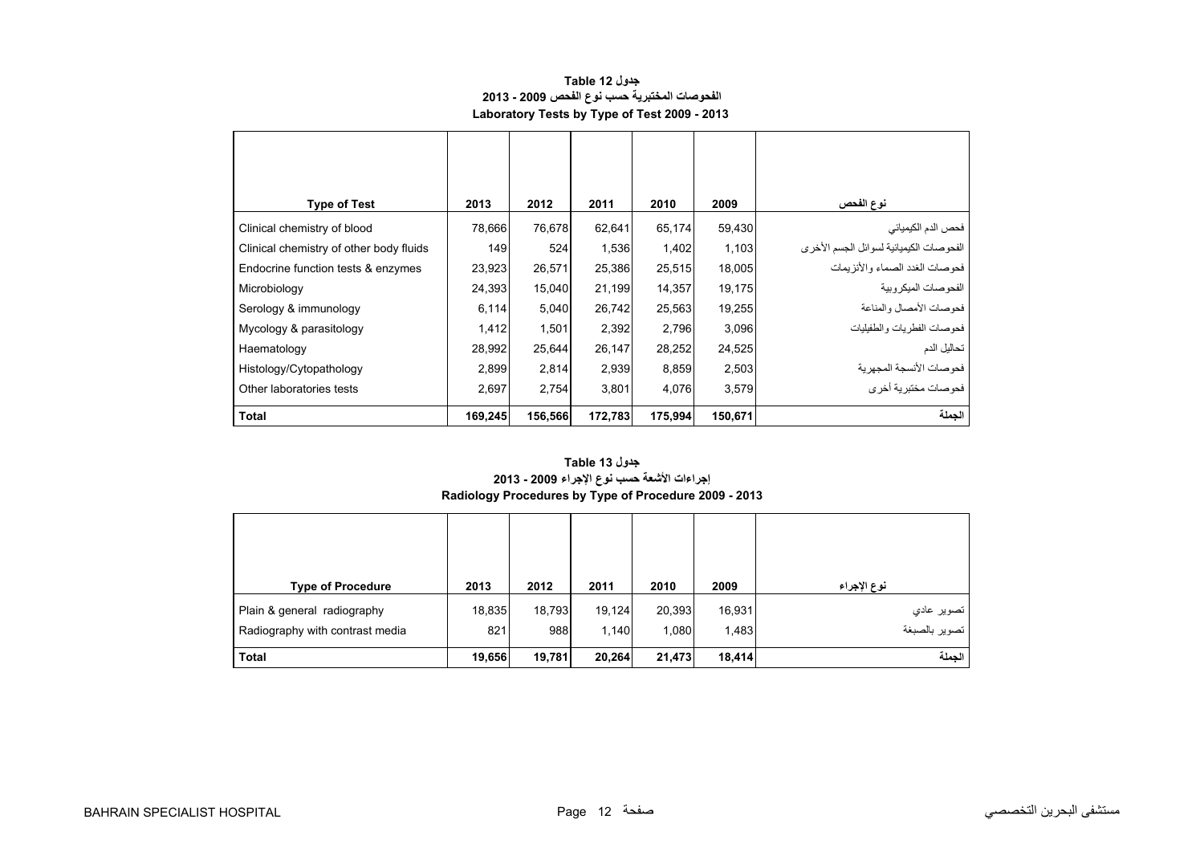## جدول Table 12
## الفحوصات المختبرية حسب نوع الفحص 2009 - 2013
## Laboratory Tests by Type of Test 2009 - 2013

| Type of Test | 2013 | 2012 | 2011 | 2010 | 2009 | نوع الفحص |
|---|---|---|---|---|---|---|
| Clinical chemistry of blood | 78,666 | 76,678 | 62,641 | 65,174 | 59,430 | فحص الدم الكيميائي |
| Clinical chemistry of other body fluids | 149 | 524 | 1,536 | 1,402 | 1,103 | الفحوصات الكيميائية لسوائل الجسم الأخرى |
| Endocrine function tests & enzymes | 23,923 | 26,571 | 25,386 | 25,515 | 18,005 | فحوصات الغدد الصماء والأنزيمات |
| Microbiology | 24,393 | 15,040 | 21,199 | 14,357 | 19,175 | الفحوصات الميكروبية |
| Serology & immunology | 6,114 | 5,040 | 26,742 | 25,563 | 19,255 | فحوصات الأمصال والمناعة |
| Mycology & parasitology | 1,412 | 1,501 | 2,392 | 2,796 | 3,096 | فحوصات الفطريات والطفيليات |
| Haematology | 28,992 | 25,644 | 26,147 | 28,252 | 24,525 | تحاليل الدم |
| Histology/Cytopathology | 2,899 | 2,814 | 2,939 | 8,859 | 2,503 | فحوصات الأنسجة المجهرية |
| Other laboratories tests | 2,697 | 2,754 | 3,801 | 4,076 | 3,579 | فحوصات مختبرية أخرى |
| **Total** | **169,245** | **156,566** | **172,783** | **175,994** | **150,671** | **الجملة** |

## جدول Table 13
## إجراءات الأشعة حسب نوع الإجراء 2009 - 2013
## Radiology Procedures by Type of Procedure 2009 - 2013

| Type of Procedure | 2013 | 2012 | 2011 | 2010 | 2009 | نوع الإجراء |
|---|---|---|---|---|---|---|
| Plain & general radiography | 18,835 | 18,793 | 19,124 | 20,393 | 16,931 | تصوير عادي |
| Radiography with contrast media | 821 | 988 | 1,140 | 1,080 | 1,483 | تصوير بالصبغة |
| **Total** | **19,656** | **19,781** | **20,264** | **21,473** | **18,414** | **الجملة** |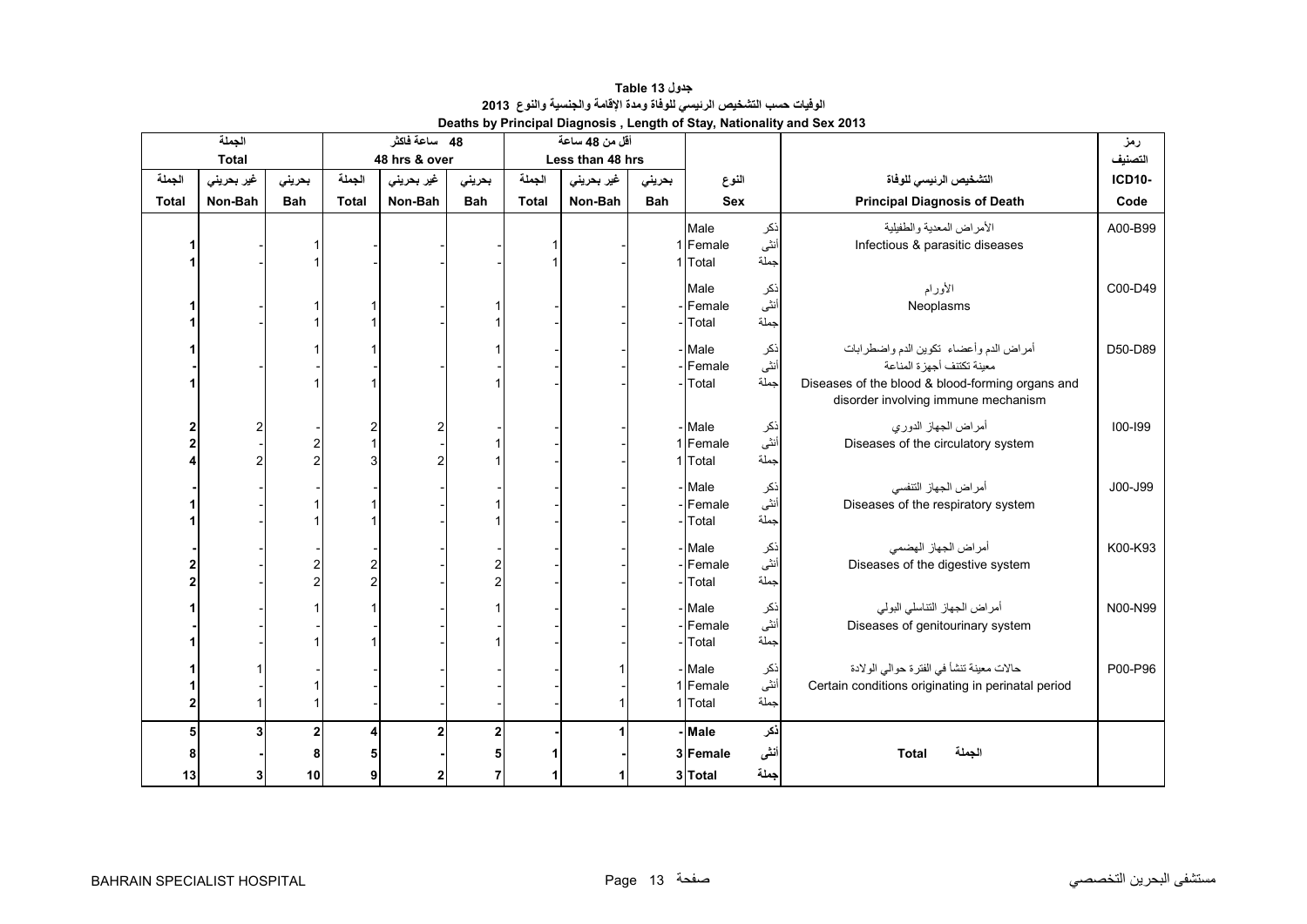**جدول 13 Table 13**

**الوفيات حسب التشخيص الرئيسي للوفاة ومدة الإقامة والجنسية والنوع 2013**

**Deaths by Principal Diagnosis , Length of Stay, Nationality and Sex 2013**

| الجملة Total | | | 48 ساعة فاكثر 48 hrs & over | | | أقل من 48 ساعة Less than 48 hrs | | | | | | رمز التصنيف |
|---|---|---|---|---|---|---|---|---|---|---|---|---|
| الجملة Total | غير بحريني Non-Bah | بحريني Bah | الجملة Total | غير بحريني Non-Bah | بحريني Bah | الجملة Total | غير بحريني Non-Bah | بحريني Bah | النوع Sex | | التشخيص الرئيسي للوفاة Principal Diagnosis of Death | ICD10- Code |
| | | | | | | | | | Male | ذكر | الأمراض المعدية والطفيلية Infectious & parasitic diseases | A00-B99 |
| 1 | - | 1 | - | - | - | 1 | - | 1 | Female | أنثى | | |
| 1 | - | 1 | - | - | - | 1 | - | 1 | Total | جملة | | |
| | | | | | | | | | Male | ذكر | الأورام Neoplasms | C00-D49 |
| 1 | - | 1 | 1 | - | 1 | - | - | - | Female | أنثى | | |
| 1 | - | 1 | 1 | - | 1 | - | - | - | Total | جملة | | |
| 1 | | 1 | 1 | | 1 | - | - | - | Male | ذكر | أمراض الدم وأعضاء تكوين الدم واضطرابات معينة تكتنف أجهزة المناعة Diseases of the blood & blood-forming organs and disorder involving immune mechanism | D50-D89 |
| - | | - | - | | - | - | - | - | Female | أنثى | | |
| 1 | | 1 | 1 | | 1 | - | - | - | Total | جملة | | |
| 2 | 2 | - | 2 | 2 | - | - | - | - | Male | ذكر | أمراض الجهاز الدوري Diseases of the circulatory system | I00-I99 |
| 2 | - | 2 | 1 | - | 1 | - | - | 1 | Female | أنثى | | |
| 4 | 2 | 2 | 3 | 2 | 1 | - | - | 1 | Total | جملة | | |
| - | - | - | - | - | - | - | - | - | Male | ذكر | أمراض الجهاز التنفسي Diseases of the respiratory system | J00-J99 |
| 1 | - | 1 | 1 | - | 1 | - | - | - | Female | أنثى | | |
| 1 | - | 1 | 1 | - | 1 | - | - | - | Total | جملة | | |
| - | - | - | - | - | - | - | - | - | Male | ذكر | أمراض الجهاز الهضمي Diseases of the digestive system | K00-K93 |
| 2 | - | 2 | 2 | - | 2 | - | - | - | Female | أنثى | | |
| 2 | - | 2 | 2 | - | 2 | - | - | - | Total | جملة | | |
| 1 | - | 1 | 1 | - | 1 | - | - | - | Male | ذكر | أمراض الجهاز التناسلي البولي Diseases of genitourinary system | N00-N99 |
| - | - | - | - | - | - | - | - | - | Female | أنثى | | |
| 1 | - | 1 | 1 | - | 1 | - | - | - | Total | جملة | | |
| 1 | 1 | - | - | - | - | - | 1 | - | Male | ذكر | حالات معينة تنشأ في الفترة حوالي الولادة Certain conditions originating in perinatal period | P00-P96 |
| 1 | - | 1 | - | - | - | - | - | 1 | Female | أنثى | | |
| 2 | 1 | 1 | - | - | - | - | 1 | 1 | Total | جملة | | |
| **5** | **3** | **2** | **4** | **2** | **2** | **-** | **1** | **-** | **Male** | **ذكر** | **Total الجملة** | |
| **8** | **-** | **8** | **5** | **-** | **5** | **1** | **-** | **3** | **Female** | **أنثى** | | |
| **13** | **3** | **10** | **9** | **2** | **7** | **1** | **1** | **3** | **Total** | **جملة** | | |